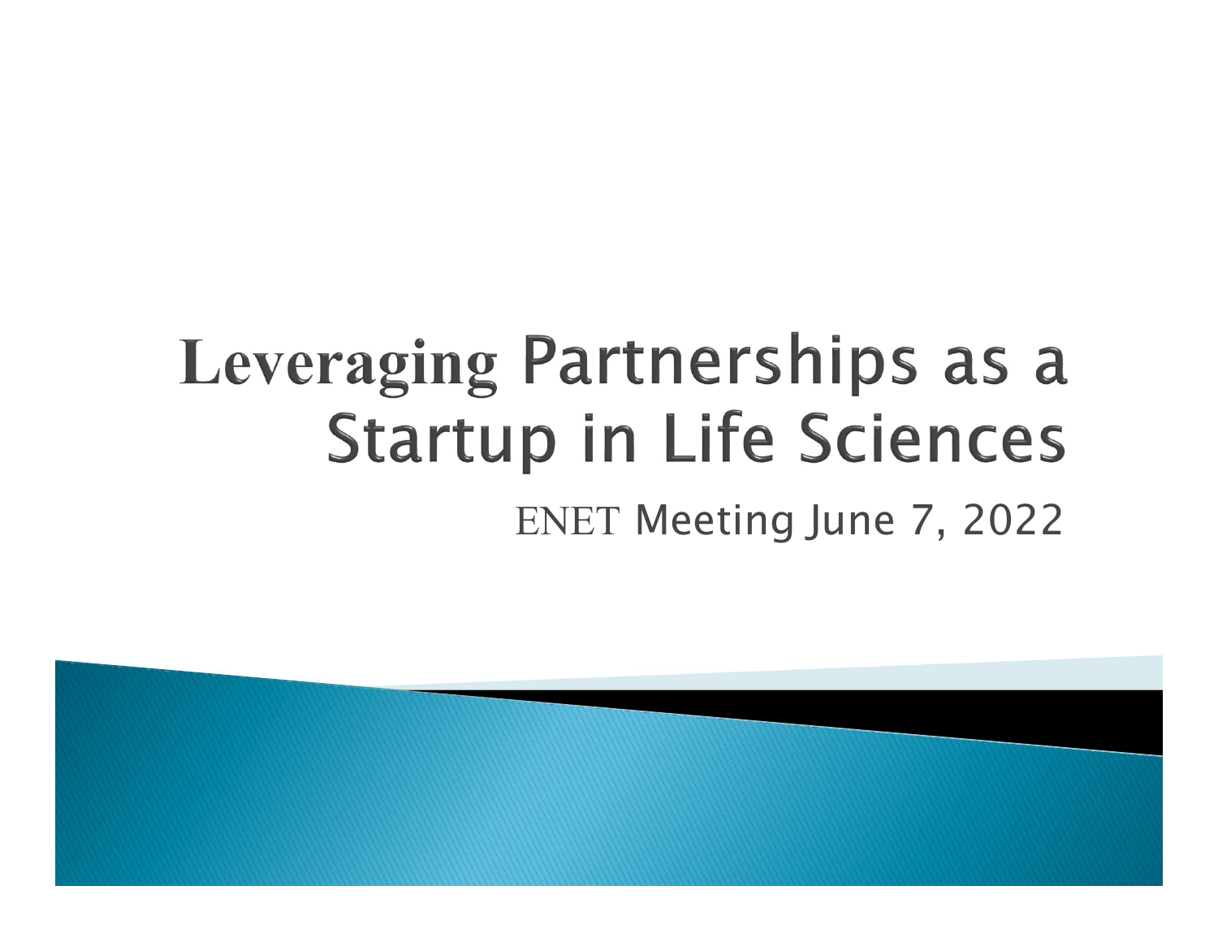# Leveraging Partnerships as a Startup in Life Sciences

ENET Meeting June 7, 2022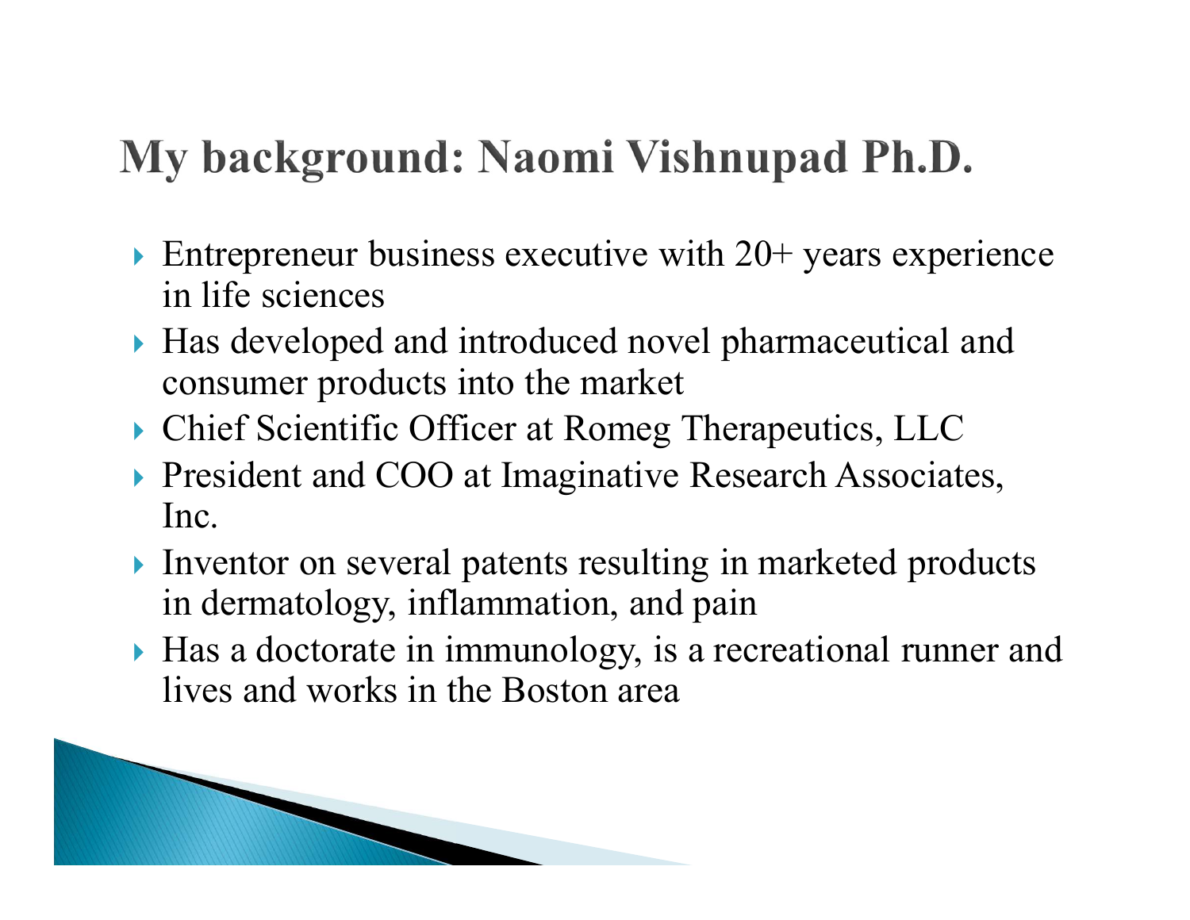# My background: Naomi Vishnupad Ph.D.

- Entrepreneur business executive with 20+ years experience in life sciences
- Has developed and introduced novel pharmaceutical and consumer products into the market
- Chief Scientific Officer at Romeg Therapeutics, LLC
- President and COO at Imaginative Research Associates, Inc.
- Inventor on several patents resulting in marketed products in dermatology, inflammation, and pain
- Has a doctorate in immunology, is a recreational runner and lives and works in the Boston area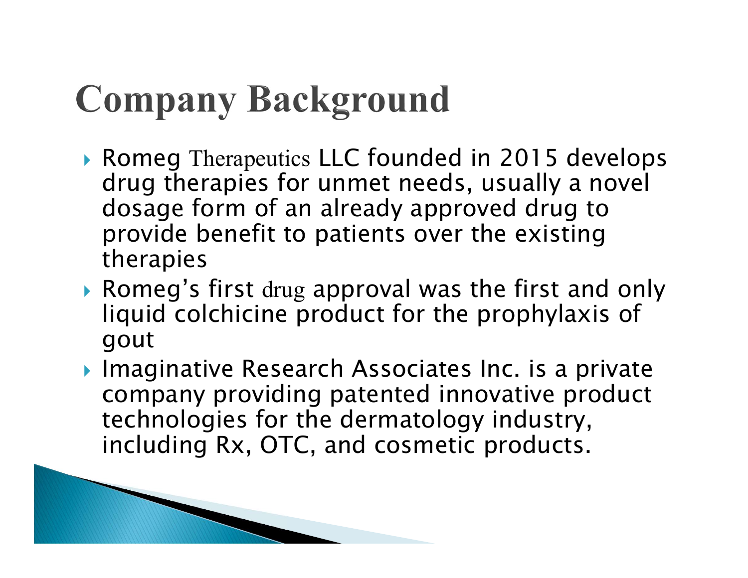# Company Background

- Romeg Therapeutics LLC founded in 2015 develops drug therapies for unmet needs, usually a novel dosage form of an already approved drug to provide benefit to patients over the existing therapies
- Romeg's first drug approval was the first and only liquid colchicine product for the prophylaxis of gout
- Imaginative Research Associates Inc. is a private company providing patented innovative product technologies for the dermatology industry, including Rx, OTC, and cosmetic products.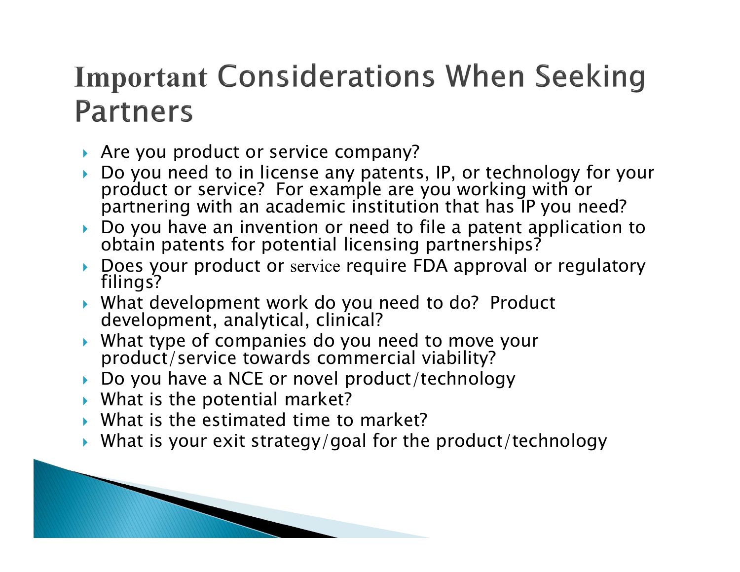# Important Considerations When Seeking Partners

- Are you product or service company?
- Do you need to in license any patents, IP, or technology for your product or service? For example are you working with or partnering with an academic institution that has IP you need?
- Do you have an invention or need to file a patent application to obtain patents for potential licensing partnerships?
- Does your product or service require FDA approval or regulatory filings?
- What development work do you need to do? Product development, analytical, clinical?
- What type of companies do you need to move your product/service towards commercial viability?
- Do you have a NCE or novel product/technology
- What is the potential market?
- What is the estimated time to market?
- What is your exit strategy/goal for the product/technology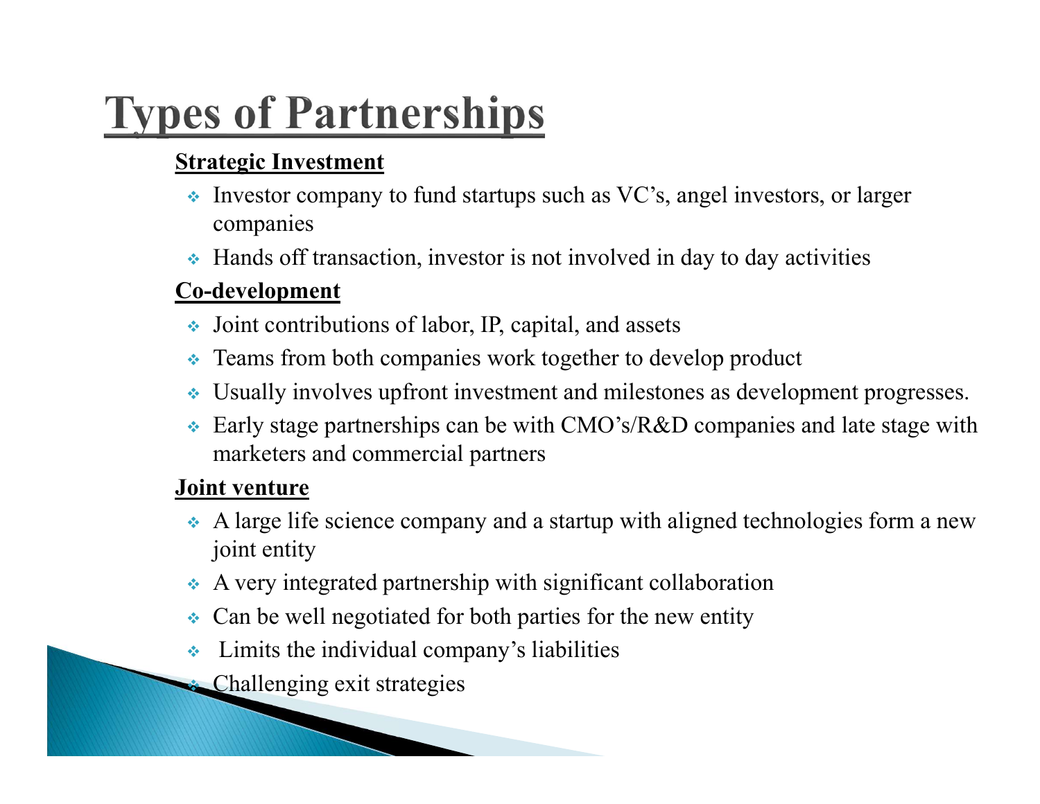# Types of Partnerships

**Strategic Investment**

- Investor company to fund startups such as VC's, angel investors, or larger companies
- Hands off transaction, investor is not involved in day to day activities

**Co-development**

- Joint contributions of labor, IP, capital, and assets
- Teams from both companies work together to develop product
- Usually involves upfront investment and milestones as development progresses.
- Early stage partnerships can be with CMO's/R&D companies and late stage with marketers and commercial partners

**Joint venture**

- A large life science company and a startup with aligned technologies form a new joint entity
- A very integrated partnership with significant collaboration
- Can be well negotiated for both parties for the new entity
- Limits the individual company's liabilities
- Challenging exit strategies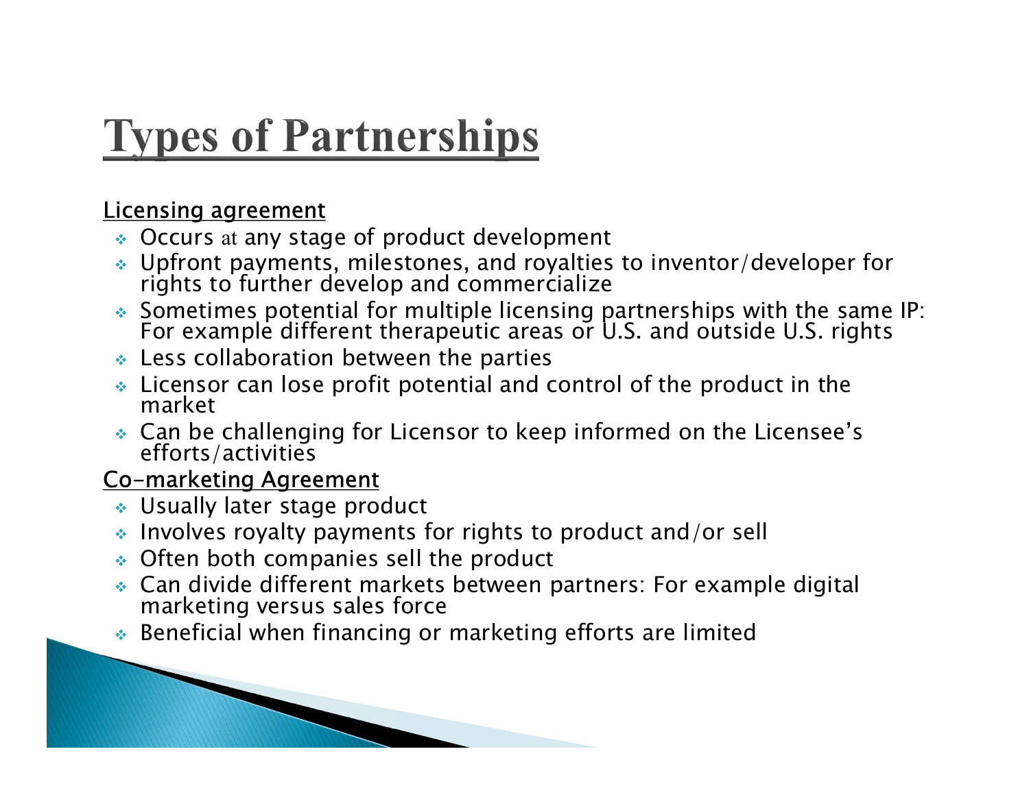# Types of Partnerships

Licensing agreement

- Occurs at any stage of product development
- Upfront payments, milestones, and royalties to inventor/developer for rights to further develop and commercialize
- Sometimes potential for multiple licensing partnerships with the same IP: For example different therapeutic areas or U.S. and outside U.S. rights
- Less collaboration between the parties
- Licensor can lose profit potential and control of the product in the market
- Can be challenging for Licensor to keep informed on the Licensee's efforts/activities

Co-marketing Agreement

- Usually later stage product
- Involves royalty payments for rights to product and/or sell
- Often both companies sell the product
- Can divide different markets between partners: For example digital marketing versus sales force
- Beneficial when financing or marketing efforts are limited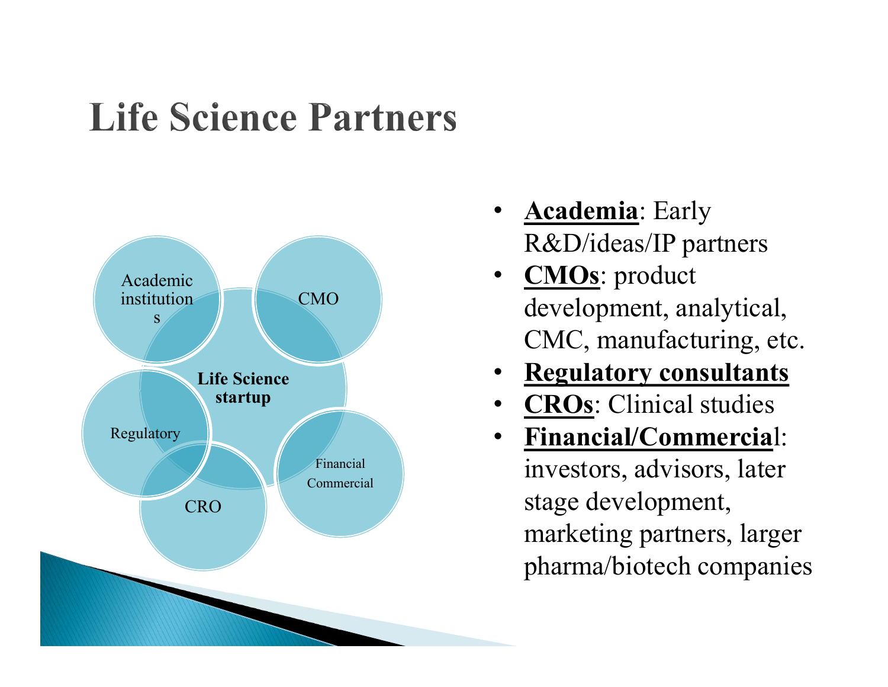# Life Science Partners

Academic institutions

CMO

Life Science startup

Regulatory

CRO

Financial Commercial

- **Academia**: Early R&D/ideas/IP partners
- **CMOs**: product development, analytical, CMC, manufacturing, etc.
- **Regulatory consultants**
- **CROs**: Clinical studies
- **Financial/Commercial**: investors, advisors, later stage development, marketing partners, larger pharma/biotech companies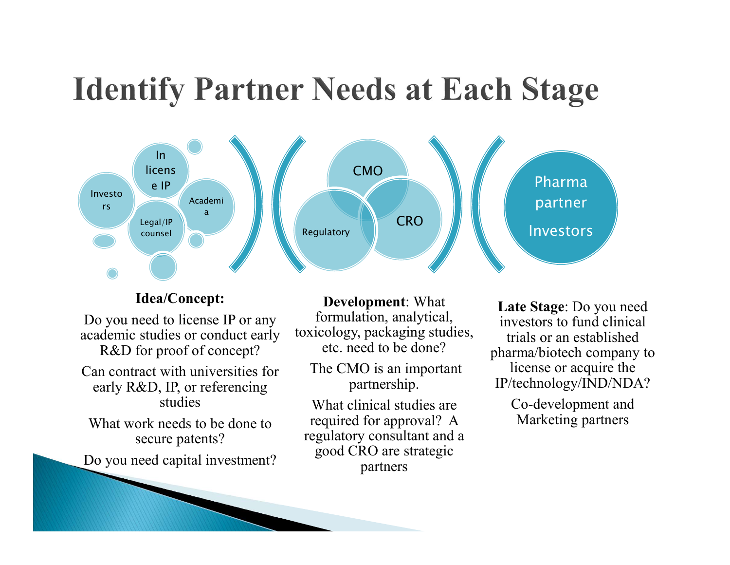# Identify Partner Needs at Each Stage

Investors | In license IP | Academia | Legal/IP counsel

CMO | Regulatory | CRO

Pharma partner | Investors

**Idea/Concept:**

Do you need to license IP or any academic studies or conduct early R&D for proof of concept?

Can contract with universities for early R&D, IP, or referencing studies

What work needs to be done to secure patents?

Do you need capital investment?

**Development**: What formulation, analytical, toxicology, packaging studies, etc. need to be done?

The CMO is an important partnership.

What clinical studies are required for approval? A regulatory consultant and a good CRO are strategic partners

**Late Stage**: Do you need investors to fund clinical trials or an established pharma/biotech company to license or acquire the IP/technology/IND/NDA?

Co-development and Marketing partners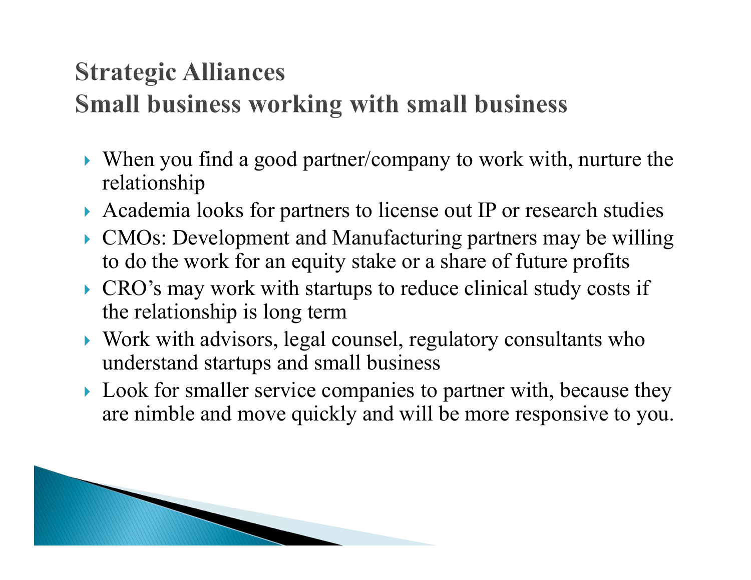## Strategic Alliances
## Small business working with small business

- When you find a good partner/company to work with, nurture the relationship
- Academia looks for partners to license out IP or research studies
- CMOs: Development and Manufacturing partners may be willing to do the work for an equity stake or a share of future profits
- CRO's may work with startups to reduce clinical study costs if the relationship is long term
- Work with advisors, legal counsel, regulatory consultants who understand startups and small business
- Look for smaller service companies to partner with, because they are nimble and move quickly and will be more responsive to you.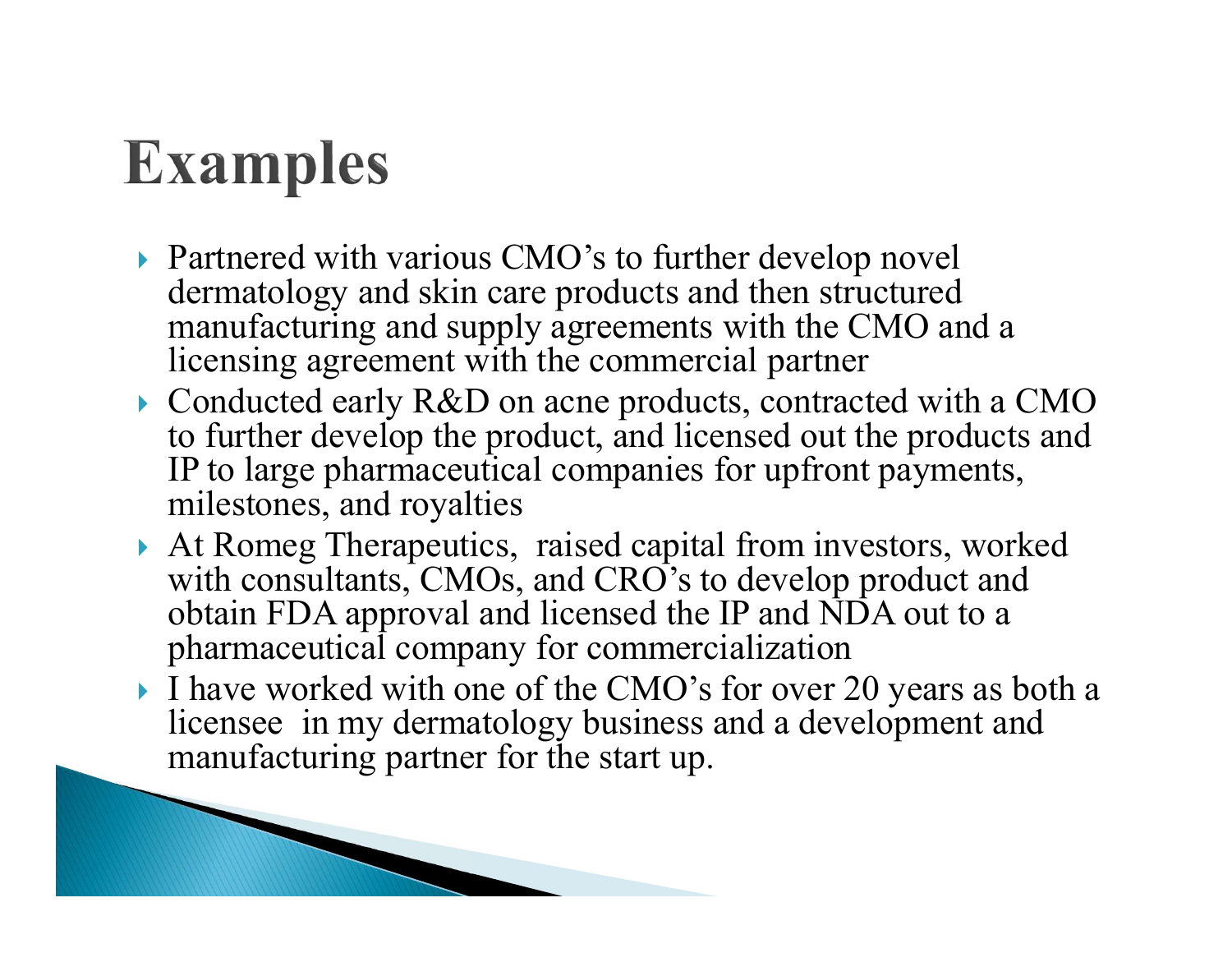# Examples

- Partnered with various CMO's to further develop novel dermatology and skin care products and then structured manufacturing and supply agreements with the CMO and a licensing agreement with the commercial partner
- Conducted early R&D on acne products, contracted with a CMO to further develop the product, and licensed out the products and IP to large pharmaceutical companies for upfront payments, milestones, and royalties
- At Romeg Therapeutics,  raised capital from investors, worked with consultants, CMOs, and CRO's to develop product and obtain FDA approval and licensed the IP and NDA out to a pharmaceutical company for commercialization
- I have worked with one of the CMO's for over 20 years as both a licensee  in my dermatology business and a development and manufacturing partner for the start up.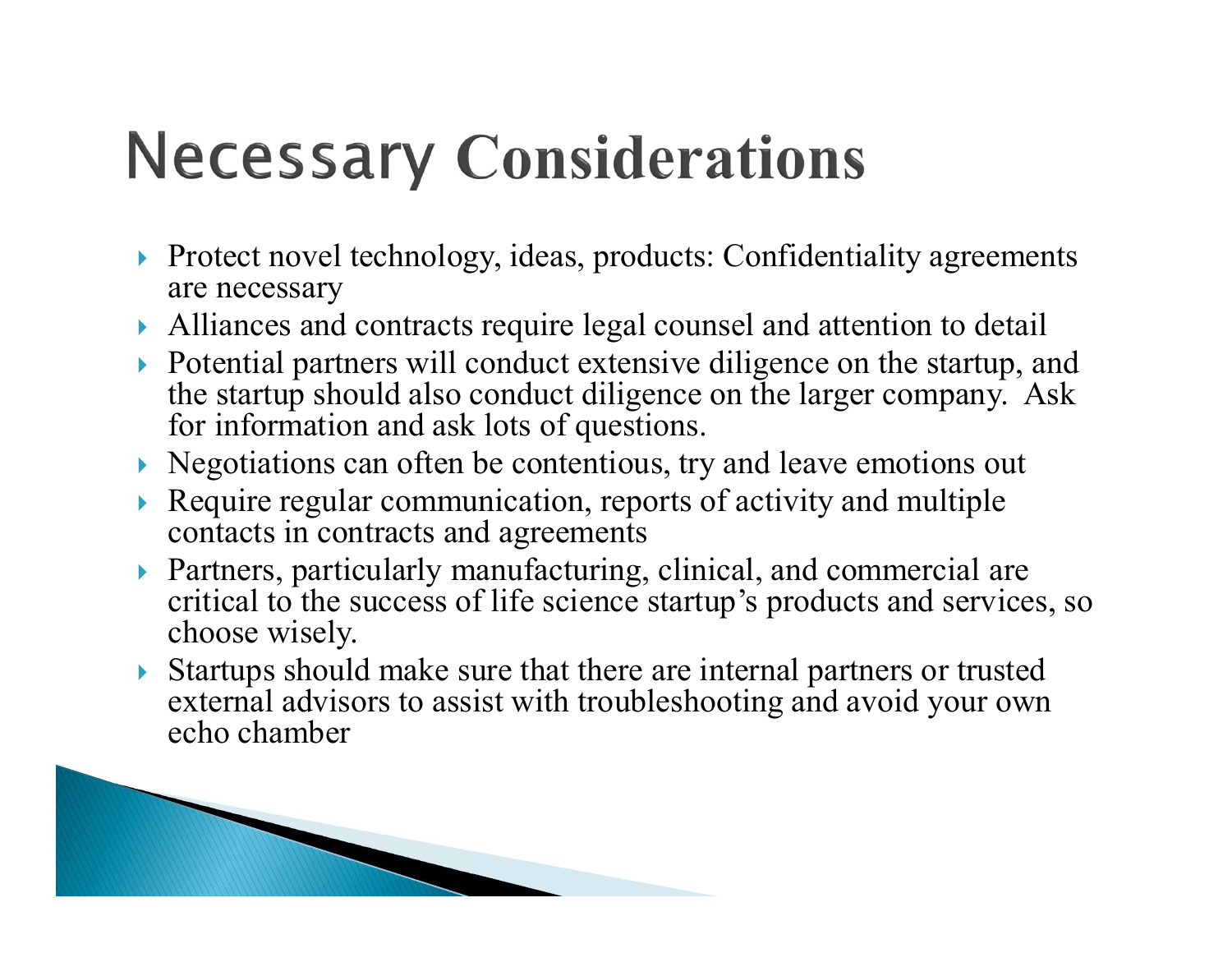# Necessary Considerations

- Protect novel technology, ideas, products: Confidentiality agreements are necessary
- Alliances and contracts require legal counsel and attention to detail
- Potential partners will conduct extensive diligence on the startup, and the startup should also conduct diligence on the larger company. Ask for information and ask lots of questions.
- Negotiations can often be contentious, try and leave emotions out
- Require regular communication, reports of activity and multiple contacts in contracts and agreements
- Partners, particularly manufacturing, clinical, and commercial are critical to the success of life science startup's products and services, so choose wisely.
- Startups should make sure that there are internal partners or trusted external advisors to assist with troubleshooting and avoid your own echo chamber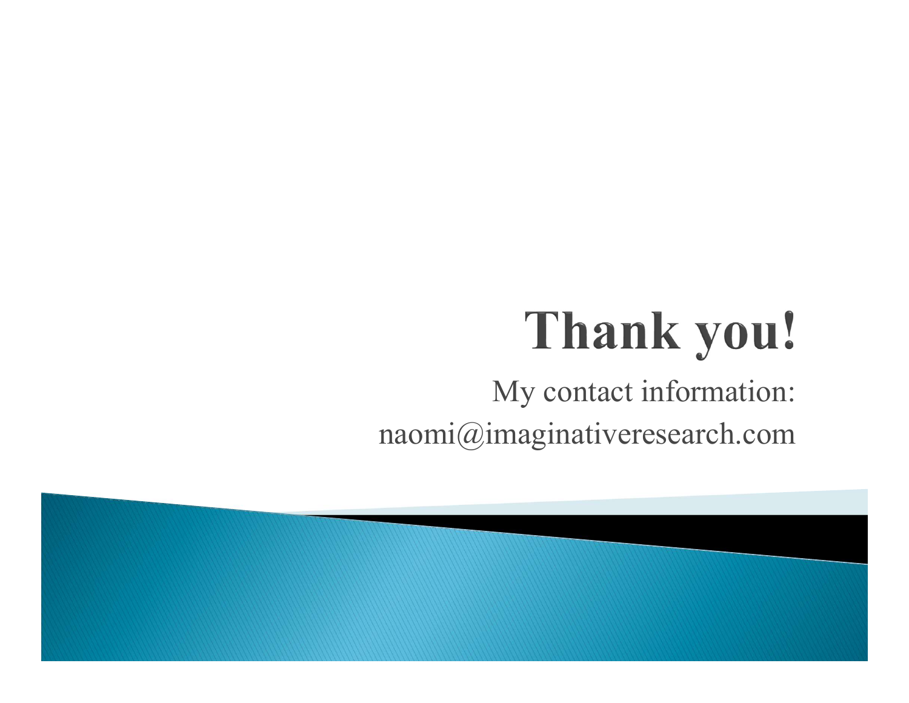# Thank you!

My contact information:
naomi@imaginativeresearch.com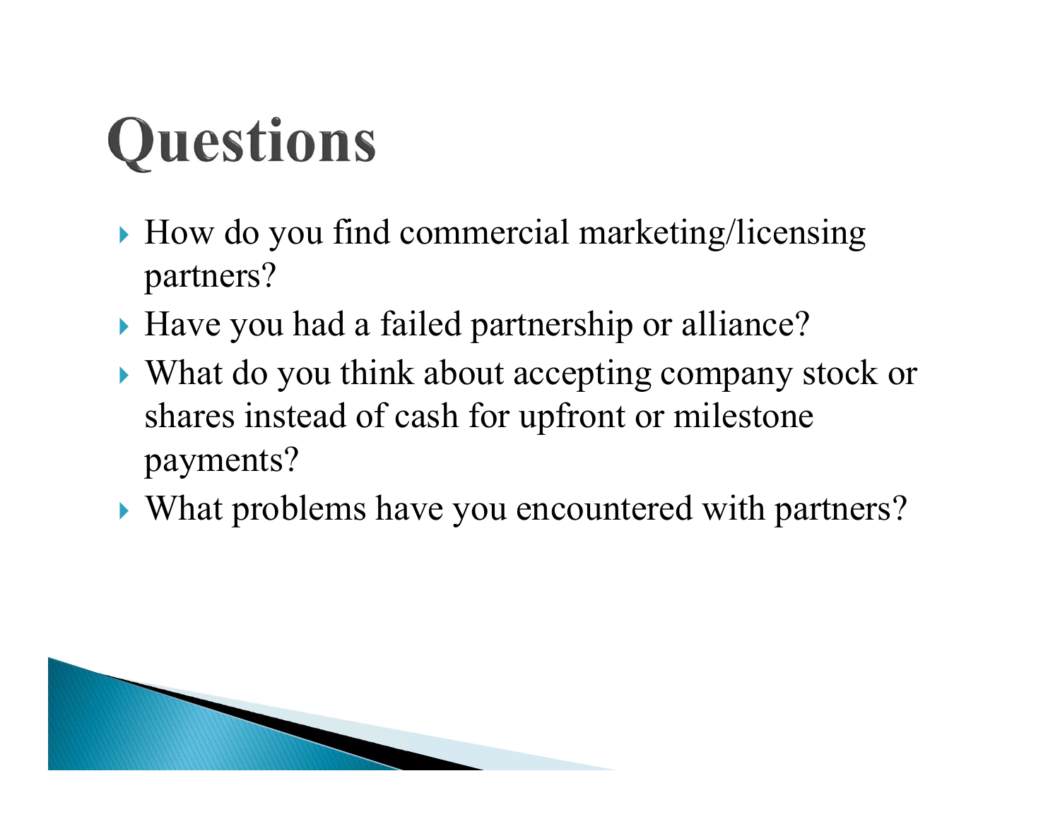# Questions

- How do you find commercial marketing/licensing partners?
- Have you had a failed partnership or alliance?
- What do you think about accepting company stock or shares instead of cash for upfront or milestone payments?
- What problems have you encountered with partners?